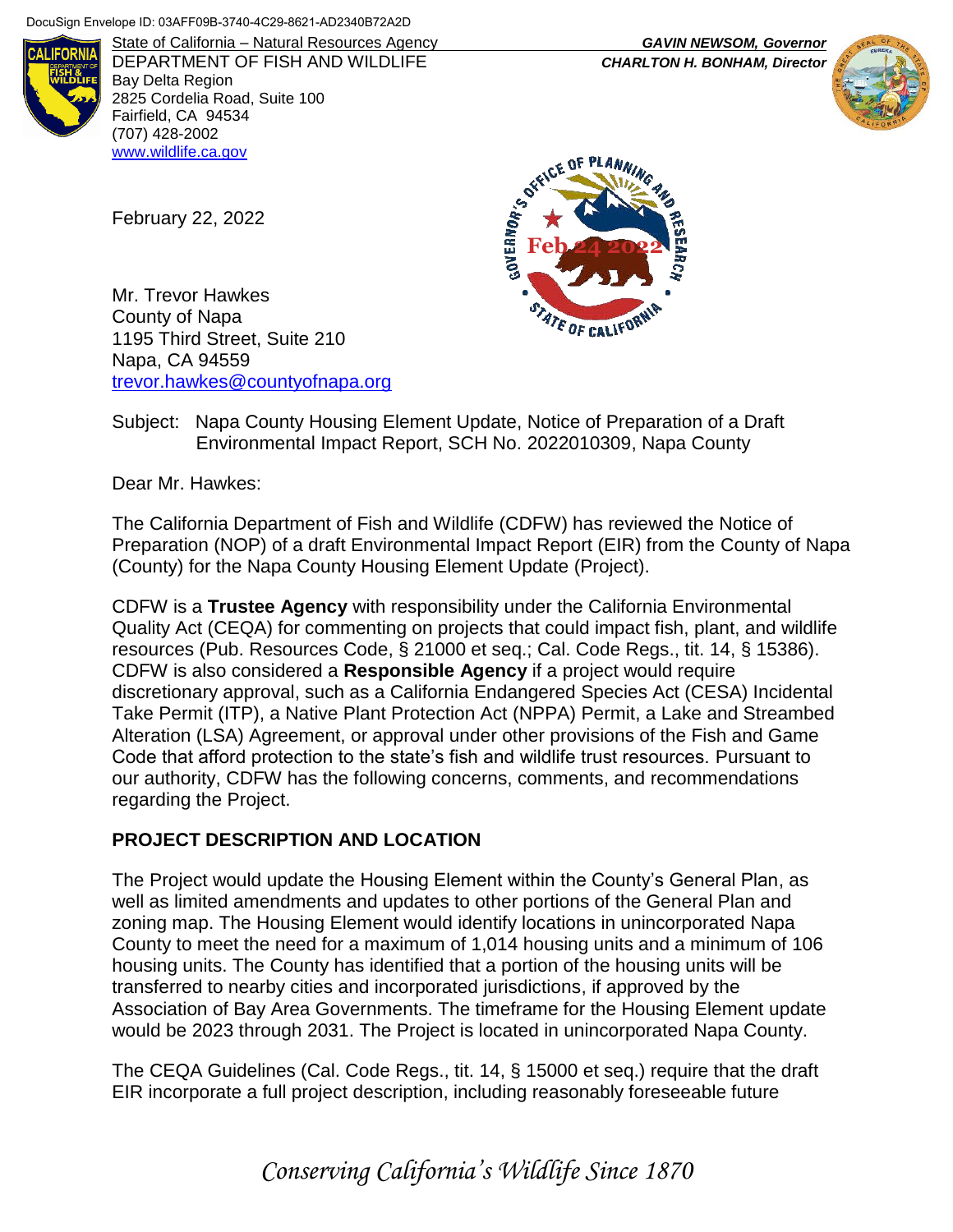DocuSign Envelope ID: 03AFF09B-3740-4C29-8621-AD2340B72A2D

State of California – Natural Resources Agency
DEPARTMENT OF FISH AND WILDLIFE
Bay Delta Region
2825 Cordelia Road, Suite 100
Fairfield, CA 94534
(707) 428-2002
www.wildlife.ca.gov

*GAVIN NEWSOM, Governor*
*CHARLTON H. BONHAM, Director*

Governor's Office of Planning and Research
Feb 24 2022
State of California

February 22, 2022

Mr. Trevor Hawkes
County of Napa
1195 Third Street, Suite 210
Napa, CA 94559
trevor.hawkes@countyofnapa.org

Subject: Napa County Housing Element Update, Notice of Preparation of a Draft Environmental Impact Report, SCH No. 2022010309, Napa County

Dear Mr. Hawkes:

The California Department of Fish and Wildlife (CDFW) has reviewed the Notice of Preparation (NOP) of a draft Environmental Impact Report (EIR) from the County of Napa (County) for the Napa County Housing Element Update (Project).

CDFW is a **Trustee Agency** with responsibility under the California Environmental Quality Act (CEQA) for commenting on projects that could impact fish, plant, and wildlife resources (Pub. Resources Code, § 21000 et seq.; Cal. Code Regs., tit. 14, § 15386). CDFW is also considered a **Responsible Agency** if a project would require discretionary approval, such as a California Endangered Species Act (CESA) Incidental Take Permit (ITP), a Native Plant Protection Act (NPPA) Permit, a Lake and Streambed Alteration (LSA) Agreement, or approval under other provisions of the Fish and Game Code that afford protection to the state's fish and wildlife trust resources. Pursuant to our authority, CDFW has the following concerns, comments, and recommendations regarding the Project.

## PROJECT DESCRIPTION AND LOCATION

The Project would update the Housing Element within the County's General Plan, as well as limited amendments and updates to other portions of the General Plan and zoning map. The Housing Element would identify locations in unincorporated Napa County to meet the need for a maximum of 1,014 housing units and a minimum of 106 housing units. The County has identified that a portion of the housing units will be transferred to nearby cities and incorporated jurisdictions, if approved by the Association of Bay Area Governments. The timeframe for the Housing Element update would be 2023 through 2031. The Project is located in unincorporated Napa County.

The CEQA Guidelines (Cal. Code Regs., tit. 14, § 15000 et seq.) require that the draft EIR incorporate a full project description, including reasonably foreseeable future

*Conserving California's Wildlife Since 1870*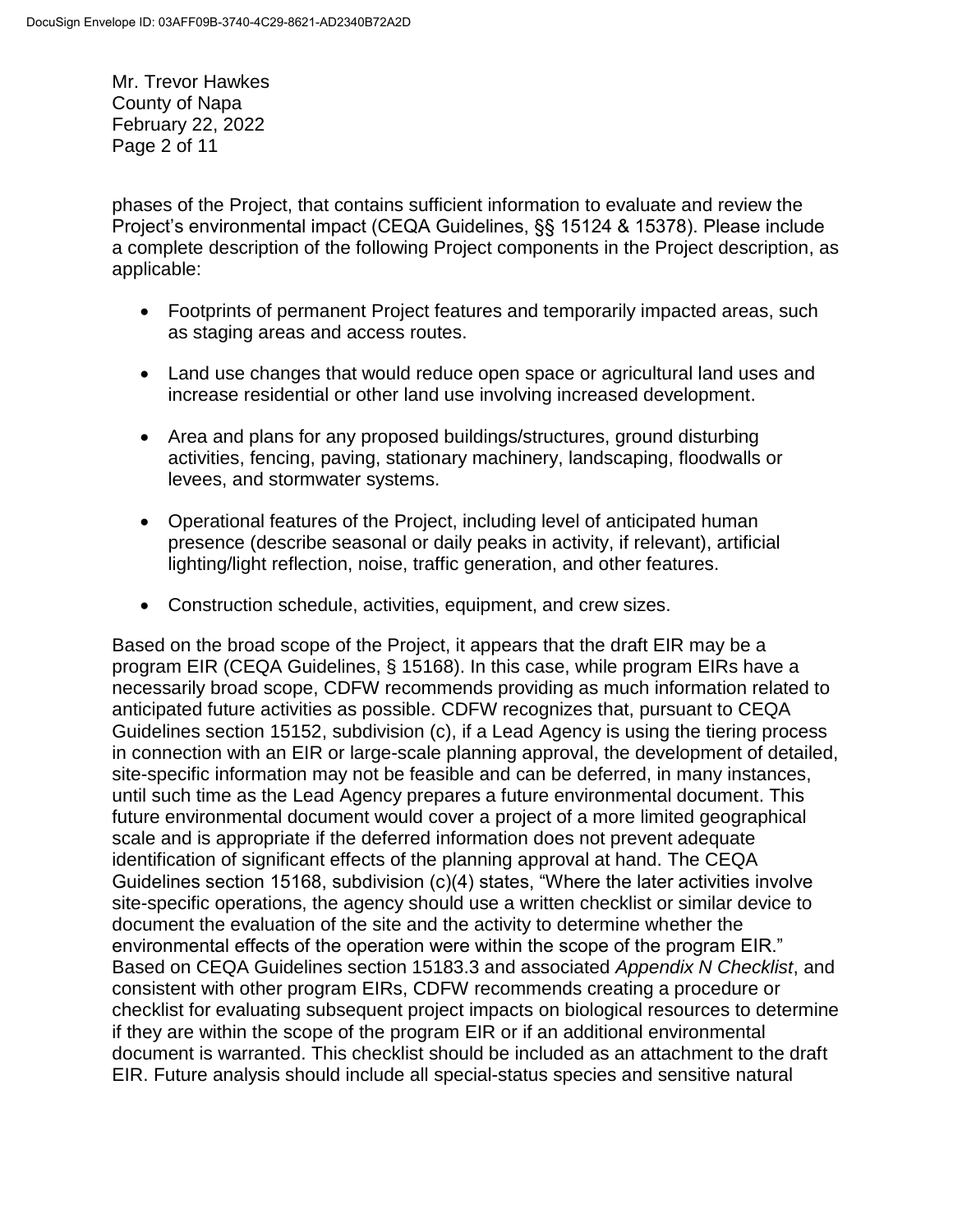phases of the Project, that contains sufficient information to evaluate and review the Project's environmental impact (CEQA Guidelines, §§ 15124 & 15378). Please include a complete description of the following Project components in the Project description, as applicable:

- Footprints of permanent Project features and temporarily impacted areas, such as staging areas and access routes.
- Land use changes that would reduce open space or agricultural land uses and increase residential or other land use involving increased development.
- Area and plans for any proposed buildings/structures, ground disturbing activities, fencing, paving, stationary machinery, landscaping, floodwalls or levees, and stormwater systems.
- Operational features of the Project, including level of anticipated human presence (describe seasonal or daily peaks in activity, if relevant), artificial lighting/light reflection, noise, traffic generation, and other features.
- Construction schedule, activities, equipment, and crew sizes.

Based on the broad scope of the Project, it appears that the draft EIR may be a program EIR (CEQA Guidelines, § 15168). In this case, while program EIRs have a necessarily broad scope, CDFW recommends providing as much information related to anticipated future activities as possible. CDFW recognizes that, pursuant to CEQA Guidelines section 15152, subdivision (c), if a Lead Agency is using the tiering process in connection with an EIR or large-scale planning approval, the development of detailed, site-specific information may not be feasible and can be deferred, in many instances, until such time as the Lead Agency prepares a future environmental document. This future environmental document would cover a project of a more limited geographical scale and is appropriate if the deferred information does not prevent adequate identification of significant effects of the planning approval at hand. The CEQA Guidelines section 15168, subdivision (c)(4) states, "Where the later activities involve site-specific operations, the agency should use a written checklist or similar device to document the evaluation of the site and the activity to determine whether the environmental effects of the operation were within the scope of the program EIR." Based on CEQA Guidelines section 15183.3 and associated *Appendix N Checklist*, and consistent with other program EIRs, CDFW recommends creating a procedure or checklist for evaluating subsequent project impacts on biological resources to determine if they are within the scope of the program EIR or if an additional environmental document is warranted. This checklist should be included as an attachment to the draft EIR. Future analysis should include all special-status species and sensitive natural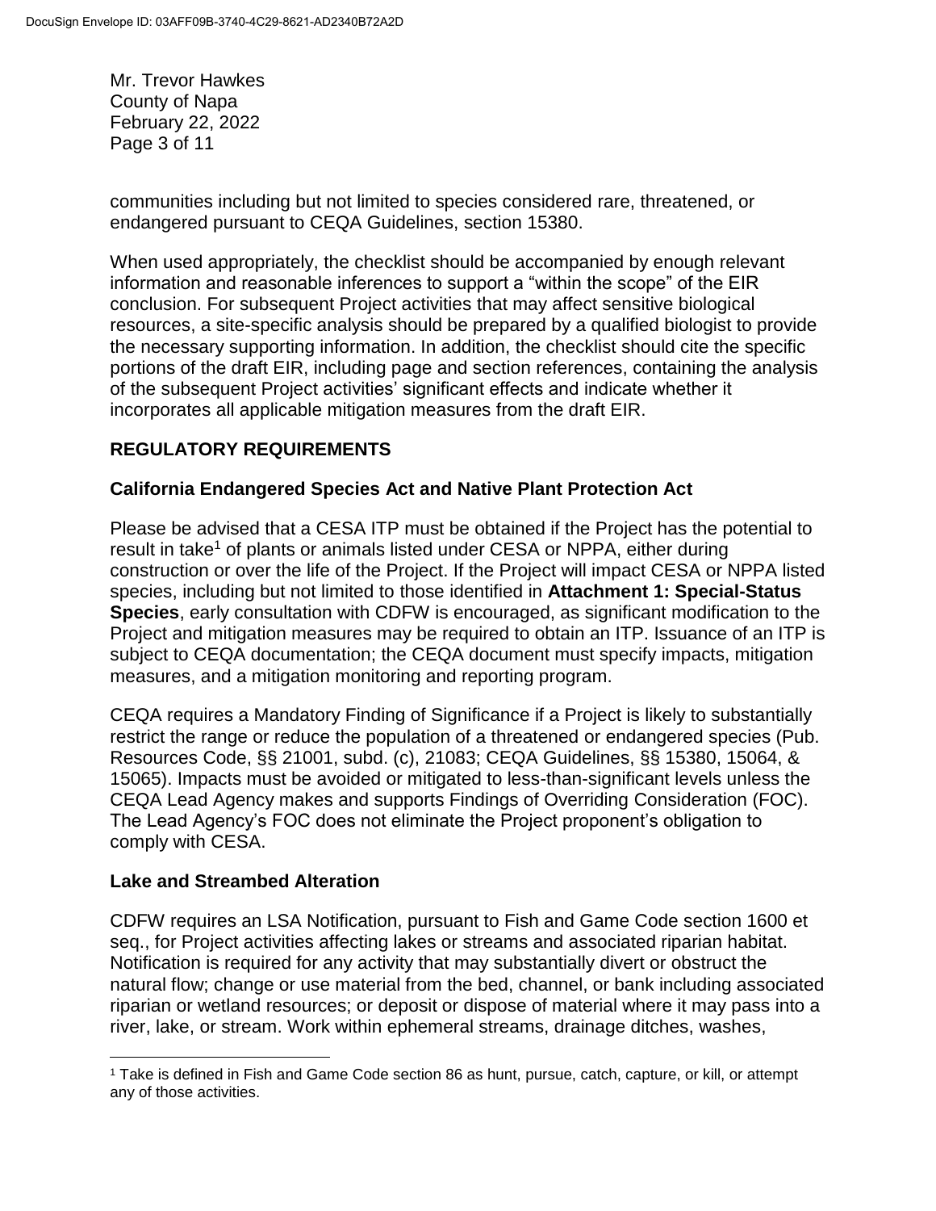communities including but not limited to species considered rare, threatened, or endangered pursuant to CEQA Guidelines, section 15380.

When used appropriately, the checklist should be accompanied by enough relevant information and reasonable inferences to support a "within the scope" of the EIR conclusion. For subsequent Project activities that may affect sensitive biological resources, a site-specific analysis should be prepared by a qualified biologist to provide the necessary supporting information. In addition, the checklist should cite the specific portions of the draft EIR, including page and section references, containing the analysis of the subsequent Project activities' significant effects and indicate whether it incorporates all applicable mitigation measures from the draft EIR.

## REGULATORY REQUIREMENTS

### California Endangered Species Act and Native Plant Protection Act

Please be advised that a CESA ITP must be obtained if the Project has the potential to result in take[1] of plants or animals listed under CESA or NPPA, either during construction or over the life of the Project. If the Project will impact CESA or NPPA listed species, including but not limited to those identified in **Attachment 1: Special-Status Species**, early consultation with CDFW is encouraged, as significant modification to the Project and mitigation measures may be required to obtain an ITP. Issuance of an ITP is subject to CEQA documentation; the CEQA document must specify impacts, mitigation measures, and a mitigation monitoring and reporting program.

CEQA requires a Mandatory Finding of Significance if a Project is likely to substantially restrict the range or reduce the population of a threatened or endangered species (Pub. Resources Code, §§ 21001, subd. (c), 21083; CEQA Guidelines, §§ 15380, 15064, & 15065). Impacts must be avoided or mitigated to less-than-significant levels unless the CEQA Lead Agency makes and supports Findings of Overriding Consideration (FOC). The Lead Agency's FOC does not eliminate the Project proponent's obligation to comply with CESA.

### Lake and Streambed Alteration

CDFW requires an LSA Notification, pursuant to Fish and Game Code section 1600 et seq., for Project activities affecting lakes or streams and associated riparian habitat. Notification is required for any activity that may substantially divert or obstruct the natural flow; change or use material from the bed, channel, or bank including associated riparian or wetland resources; or deposit or dispose of material where it may pass into a river, lake, or stream. Work within ephemeral streams, drainage ditches, washes,

[1] Take is defined in Fish and Game Code section 86 as hunt, pursue, catch, capture, or kill, or attempt any of those activities.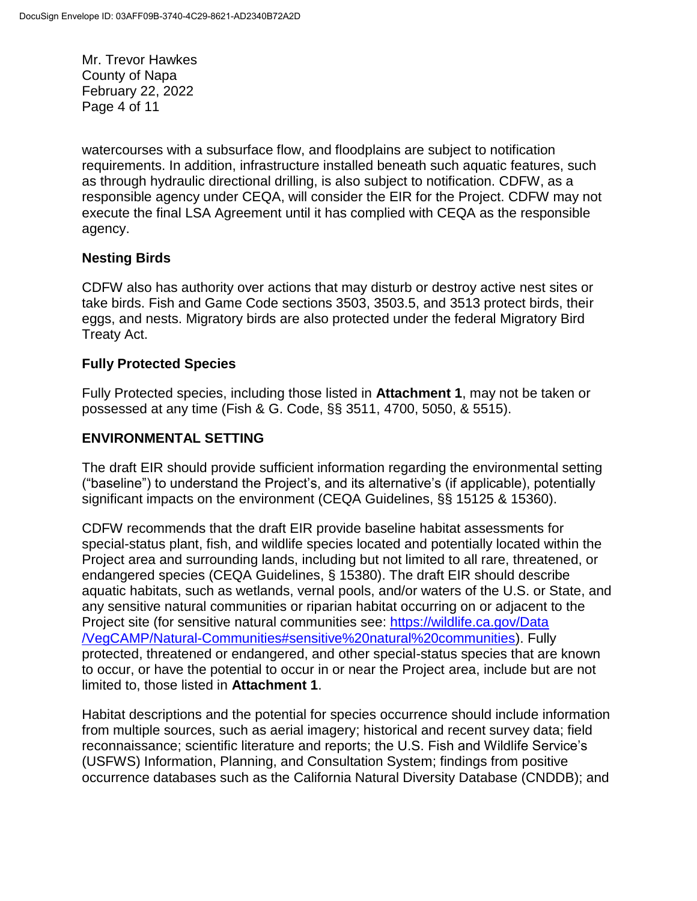watercourses with a subsurface flow, and floodplains are subject to notification requirements. In addition, infrastructure installed beneath such aquatic features, such as through hydraulic directional drilling, is also subject to notification. CDFW, as a responsible agency under CEQA, will consider the EIR for the Project. CDFW may not execute the final LSA Agreement until it has complied with CEQA as the responsible agency.

**Nesting Birds**

CDFW also has authority over actions that may disturb or destroy active nest sites or take birds. Fish and Game Code sections 3503, 3503.5, and 3513 protect birds, their eggs, and nests. Migratory birds are also protected under the federal Migratory Bird Treaty Act.

**Fully Protected Species**

Fully Protected species, including those listed in **Attachment 1**, may not be taken or possessed at any time (Fish & G. Code, §§ 3511, 4700, 5050, & 5515).

## ENVIRONMENTAL SETTING

The draft EIR should provide sufficient information regarding the environmental setting ("baseline") to understand the Project's, and its alternative's (if applicable), potentially significant impacts on the environment (CEQA Guidelines, §§ 15125 & 15360).

CDFW recommends that the draft EIR provide baseline habitat assessments for special-status plant, fish, and wildlife species located and potentially located within the Project area and surrounding lands, including but not limited to all rare, threatened, or endangered species (CEQA Guidelines, § 15380). The draft EIR should describe aquatic habitats, such as wetlands, vernal pools, and/or waters of the U.S. or State, and any sensitive natural communities or riparian habitat occurring on or adjacent to the Project site (for sensitive natural communities see: [https://wildlife.ca.gov/Data/VegCAMP/Natural-Communities#sensitive%20natural%20communities](https://wildlife.ca.gov/Data/VegCAMP/Natural-Communities#sensitive%20natural%20communities)). Fully protected, threatened or endangered, and other special-status species that are known to occur, or have the potential to occur in or near the Project area, include but are not limited to, those listed in **Attachment 1**.

Habitat descriptions and the potential for species occurrence should include information from multiple sources, such as aerial imagery; historical and recent survey data; field reconnaissance; scientific literature and reports; the U.S. Fish and Wildlife Service's (USFWS) Information, Planning, and Consultation System; findings from positive occurrence databases such as the California Natural Diversity Database (CNDDB); and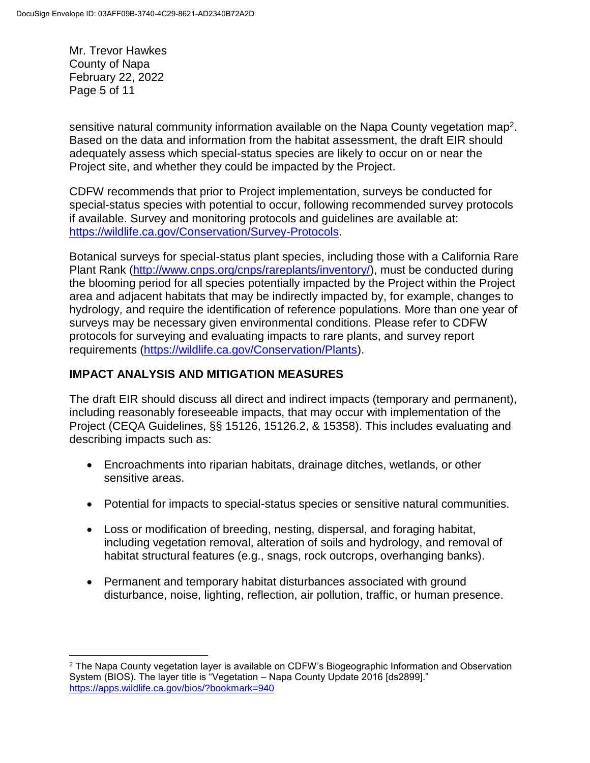sensitive natural community information available on the Napa County vegetation map[2]. Based on the data and information from the habitat assessment, the draft EIR should adequately assess which special-status species are likely to occur on or near the Project site, and whether they could be impacted by the Project.

CDFW recommends that prior to Project implementation, surveys be conducted for special-status species with potential to occur, following recommended survey protocols if available. Survey and monitoring protocols and guidelines are available at: https://wildlife.ca.gov/Conservation/Survey-Protocols.

Botanical surveys for special-status plant species, including those with a California Rare Plant Rank (http://www.cnps.org/cnps/rareplants/inventory/), must be conducted during the blooming period for all species potentially impacted by the Project within the Project area and adjacent habitats that may be indirectly impacted by, for example, changes to hydrology, and require the identification of reference populations. More than one year of surveys may be necessary given environmental conditions. Please refer to CDFW protocols for surveying and evaluating impacts to rare plants, and survey report requirements (https://wildlife.ca.gov/Conservation/Plants).

## IMPACT ANALYSIS AND MITIGATION MEASURES

The draft EIR should discuss all direct and indirect impacts (temporary and permanent), including reasonably foreseeable impacts, that may occur with implementation of the Project (CEQA Guidelines, §§ 15126, 15126.2, & 15358). This includes evaluating and describing impacts such as:

- Encroachments into riparian habitats, drainage ditches, wetlands, or other sensitive areas.
- Potential for impacts to special-status species or sensitive natural communities.
- Loss or modification of breeding, nesting, dispersal, and foraging habitat, including vegetation removal, alteration of soils and hydrology, and removal of habitat structural features (e.g., snags, rock outcrops, overhanging banks).
- Permanent and temporary habitat disturbances associated with ground disturbance, noise, lighting, reflection, air pollution, traffic, or human presence.

---

[2] The Napa County vegetation layer is available on CDFW's Biogeographic Information and Observation System (BIOS). The layer title is "Vegetation – Napa County Update 2016 [ds2899]." https://apps.wildlife.ca.gov/bios/?bookmark=940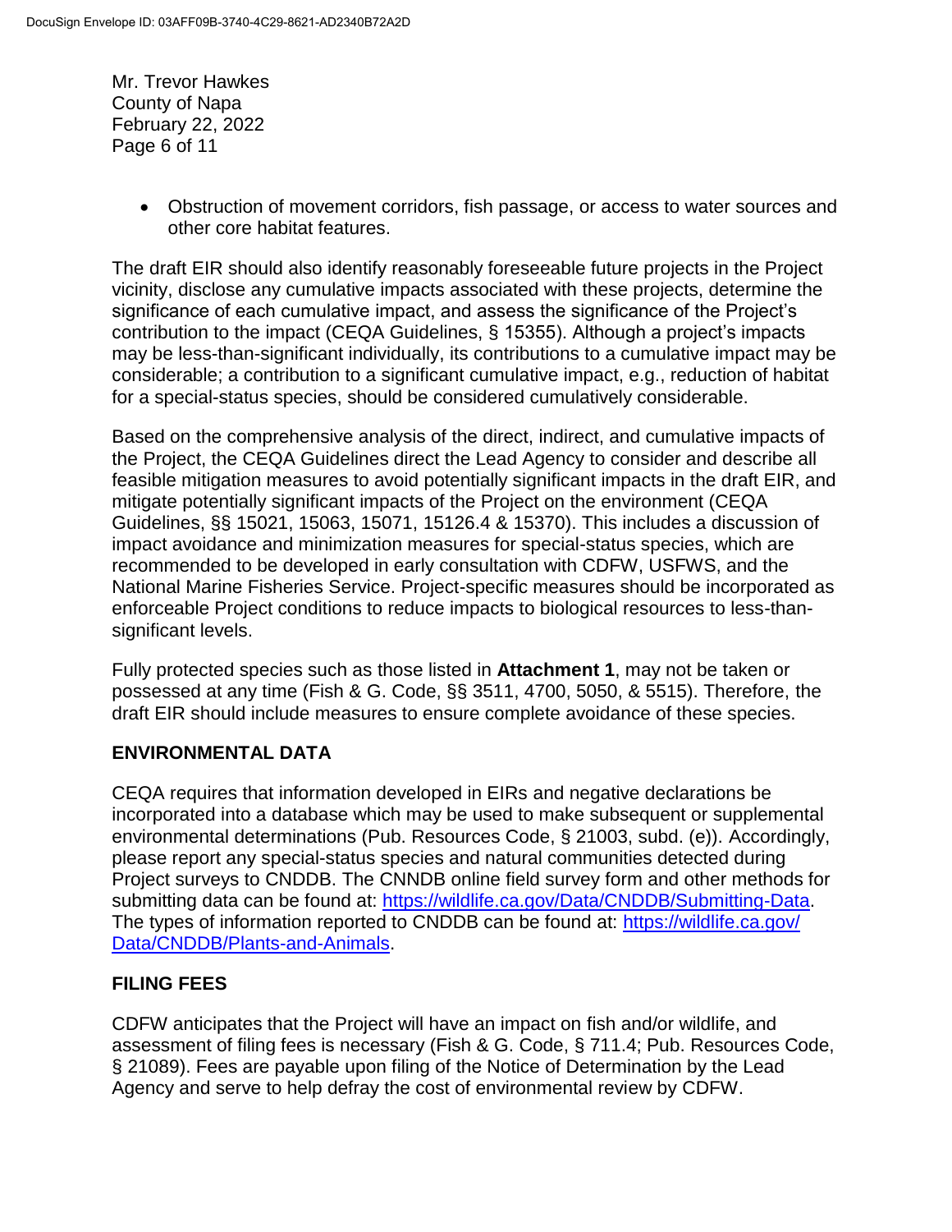- Obstruction of movement corridors, fish passage, or access to water sources and other core habitat features.

The draft EIR should also identify reasonably foreseeable future projects in the Project vicinity, disclose any cumulative impacts associated with these projects, determine the significance of each cumulative impact, and assess the significance of the Project's contribution to the impact (CEQA Guidelines, § 15355). Although a project's impacts may be less-than-significant individually, its contributions to a cumulative impact may be considerable; a contribution to a significant cumulative impact, e.g., reduction of habitat for a special-status species, should be considered cumulatively considerable.

Based on the comprehensive analysis of the direct, indirect, and cumulative impacts of the Project, the CEQA Guidelines direct the Lead Agency to consider and describe all feasible mitigation measures to avoid potentially significant impacts in the draft EIR, and mitigate potentially significant impacts of the Project on the environment (CEQA Guidelines, §§ 15021, 15063, 15071, 15126.4 & 15370). This includes a discussion of impact avoidance and minimization measures for special-status species, which are recommended to be developed in early consultation with CDFW, USFWS, and the National Marine Fisheries Service. Project-specific measures should be incorporated as enforceable Project conditions to reduce impacts to biological resources to less-than-significant levels.

Fully protected species such as those listed in **Attachment 1**, may not be taken or possessed at any time (Fish & G. Code, §§ 3511, 4700, 5050, & 5515). Therefore, the draft EIR should include measures to ensure complete avoidance of these species.

## ENVIRONMENTAL DATA

CEQA requires that information developed in EIRs and negative declarations be incorporated into a database which may be used to make subsequent or supplemental environmental determinations (Pub. Resources Code, § 21003, subd. (e)). Accordingly, please report any special-status species and natural communities detected during Project surveys to CNDDB. The CNNDB online field survey form and other methods for submitting data can be found at: https://wildlife.ca.gov/Data/CNDDB/Submitting-Data. The types of information reported to CNDDB can be found at: https://wildlife.ca.gov/Data/CNDDB/Plants-and-Animals.

## FILING FEES

CDFW anticipates that the Project will have an impact on fish and/or wildlife, and assessment of filing fees is necessary (Fish & G. Code, § 711.4; Pub. Resources Code, § 21089). Fees are payable upon filing of the Notice of Determination by the Lead Agency and serve to help defray the cost of environmental review by CDFW.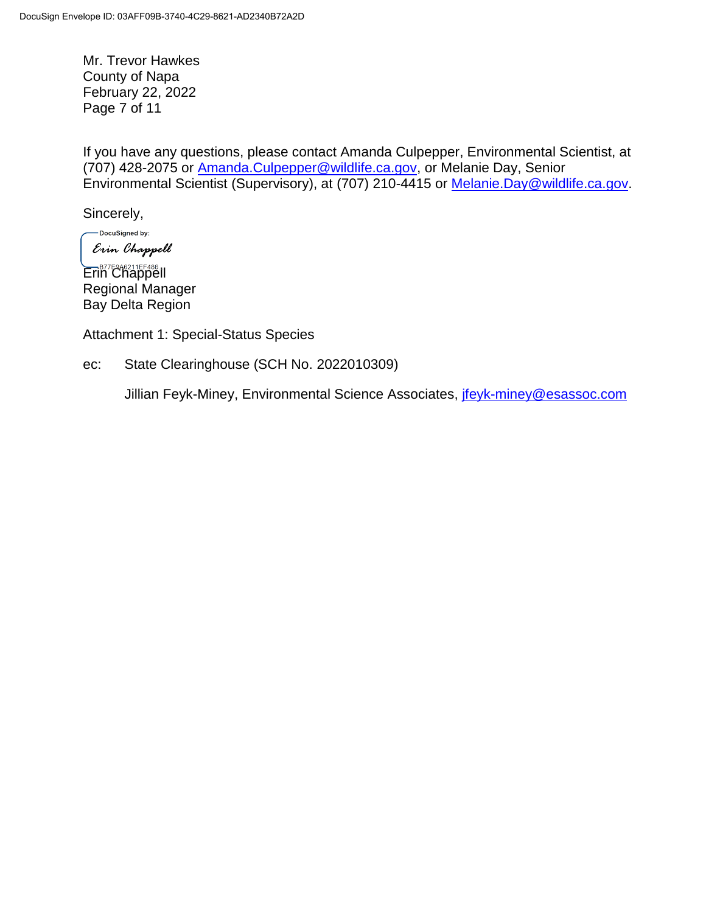If you have any questions, please contact Amanda Culpepper, Environmental Scientist, at (707) 428-2075 or Amanda.Culpepper@wildlife.ca.gov, or Melanie Day, Senior Environmental Scientist (Supervisory), at (707) 210-4415 or Melanie.Day@wildlife.ca.gov.

Sincerely,

DocuSigned by:
Erin Chappell
B77E9A6211EE486

Erin Chappell
Regional Manager
Bay Delta Region

Attachment 1: Special-Status Species

ec: State Clearinghouse (SCH No. 2022010309)

Jillian Feyk-Miney, Environmental Science Associates, jfeyk-miney@esassoc.com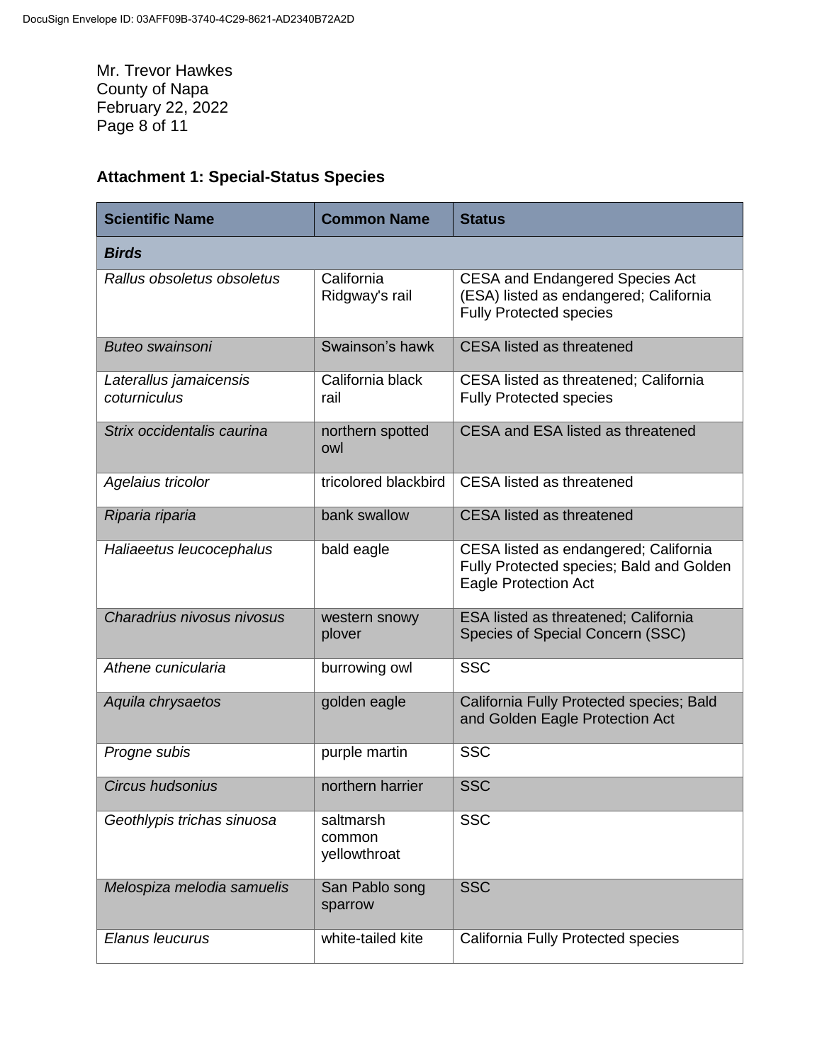Mr. Trevor Hawkes
County of Napa
February 22, 2022

## Attachment 1: Special-Status Species

| Scientific Name | Common Name | Status |
|---|---|---|
| ***Birds*** | | |
| *Rallus obsoletus obsoletus* | California Ridgway's rail | CESA and Endangered Species Act (ESA) listed as endangered; California Fully Protected species |
| *Buteo swainsoni* | Swainson's hawk | CESA listed as threatened |
| *Laterallus jamaicensis coturniculus* | California black rail | CESA listed as threatened; California Fully Protected species |
| *Strix occidentalis caurina* | northern spotted owl | CESA and ESA listed as threatened |
| *Agelaius tricolor* | tricolored blackbird | CESA listed as threatened |
| *Riparia riparia* | bank swallow | CESA listed as threatened |
| *Haliaeetus leucocephalus* | bald eagle | CESA listed as endangered; California Fully Protected species; Bald and Golden Eagle Protection Act |
| *Charadrius nivosus nivosus* | western snowy plover | ESA listed as threatened; California Species of Special Concern (SSC) |
| *Athene cunicularia* | burrowing owl | SSC |
| *Aquila chrysaetos* | golden eagle | California Fully Protected species; Bald and Golden Eagle Protection Act |
| *Progne subis* | purple martin | SSC |
| *Circus hudsonius* | northern harrier | SSC |
| *Geothlypis trichas sinuosa* | saltmarsh common yellowthroat | SSC |
| *Melospiza melodia samuelis* | San Pablo song sparrow | SSC |
| *Elanus leucurus* | white-tailed kite | California Fully Protected species |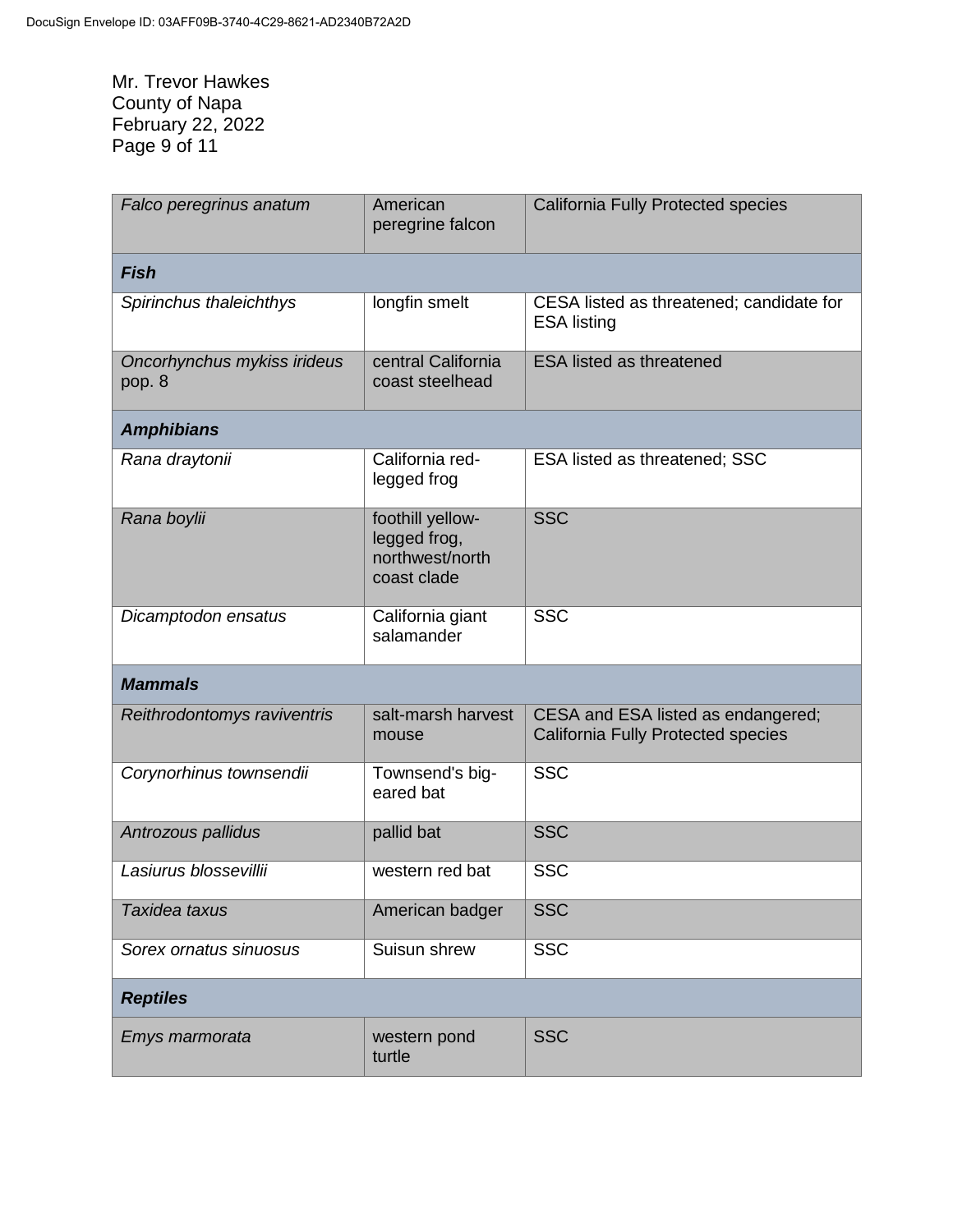Mr. Trevor Hawkes
County of Napa
February 22, 2022

| | | |
|---|---|---|
| *Falco peregrinus anatum* | American peregrine falcon | California Fully Protected species |
| ***Fish*** | | |
| *Spirinchus thaleichthys* | longfin smelt | CESA listed as threatened; candidate for ESA listing |
| *Oncorhynchus mykiss irideus* pop. 8 | central California coast steelhead | ESA listed as threatened |
| ***Amphibians*** | | |
| *Rana draytonii* | California red-legged frog | ESA listed as threatened; SSC |
| *Rana boylii* | foothill yellow-legged frog, northwest/north coast clade | SSC |
| *Dicamptodon ensatus* | California giant salamander | SSC |
| ***Mammals*** | | |
| *Reithrodontomys raviventris* | salt-marsh harvest mouse | CESA and ESA listed as endangered; California Fully Protected species |
| *Corynorhinus townsendii* | Townsend's big-eared bat | SSC |
| *Antrozous pallidus* | pallid bat | SSC |
| *Lasiurus blossevillii* | western red bat | SSC |
| *Taxidea taxus* | American badger | SSC |
| *Sorex ornatus sinuosus* | Suisun shrew | SSC |
| ***Reptiles*** | | |
| *Emys marmorata* | western pond turtle | SSC |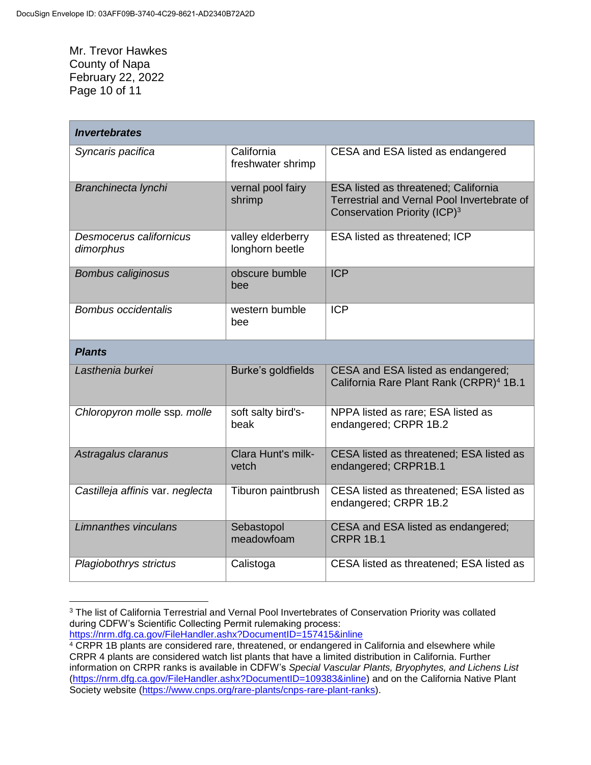| *Invertebrates* | | |
|---|---|---|
| *Syncaris pacifica* | California freshwater shrimp | CESA and ESA listed as endangered |
| *Branchinecta lynchi* | vernal pool fairy shrimp | ESA listed as threatened; California Terrestrial and Vernal Pool Invertebrate of Conservation Priority (ICP)[3] |
| *Desmocerus californicus dimorphus* | valley elderberry longhorn beetle | ESA listed as threatened; ICP |
| *Bombus caliginosus* | obscure bumble bee | ICP |
| *Bombus occidentalis* | western bumble bee | ICP |
| ***Plants*** | | |
| *Lasthenia burkei* | Burke's goldfields | CESA and ESA listed as endangered; California Rare Plant Rank (CRPR)[4] 1B.1 |
| *Chloropyron molle* ssp. *molle* | soft salty bird's-beak | NPPA listed as rare; ESA listed as endangered; CRPR 1B.2 |
| *Astragalus claranus* | Clara Hunt's milk-vetch | CESA listed as threatened; ESA listed as endangered; CRPR1B.1 |
| *Castilleja affinis* var. *neglecta* | Tiburon paintbrush | CESA listed as threatened; ESA listed as endangered; CRPR 1B.2 |
| *Limnanthes vinculans* | Sebastopol meadowfoam | CESA and ESA listed as endangered; CRPR 1B.1 |
| *Plagiobothrys strictus* | Calistoga | CESA listed as threatened; ESA listed as |

[3] The list of California Terrestrial and Vernal Pool Invertebrates of Conservation Priority was collated during CDFW's Scientific Collecting Permit rulemaking process: https://nrm.dfg.ca.gov/FileHandler.ashx?DocumentID=157415&inline

[4] CRPR 1B plants are considered rare, threatened, or endangered in California and elsewhere while CRPR 4 plants are considered watch list plants that have a limited distribution in California. Further information on CRPR ranks is available in CDFW's *Special Vascular Plants, Bryophytes, and Lichens List* (https://nrm.dfg.ca.gov/FileHandler.ashx?DocumentID=109383&inline) and on the California Native Plant Society website (https://www.cnps.org/rare-plants/cnps-rare-plant-ranks).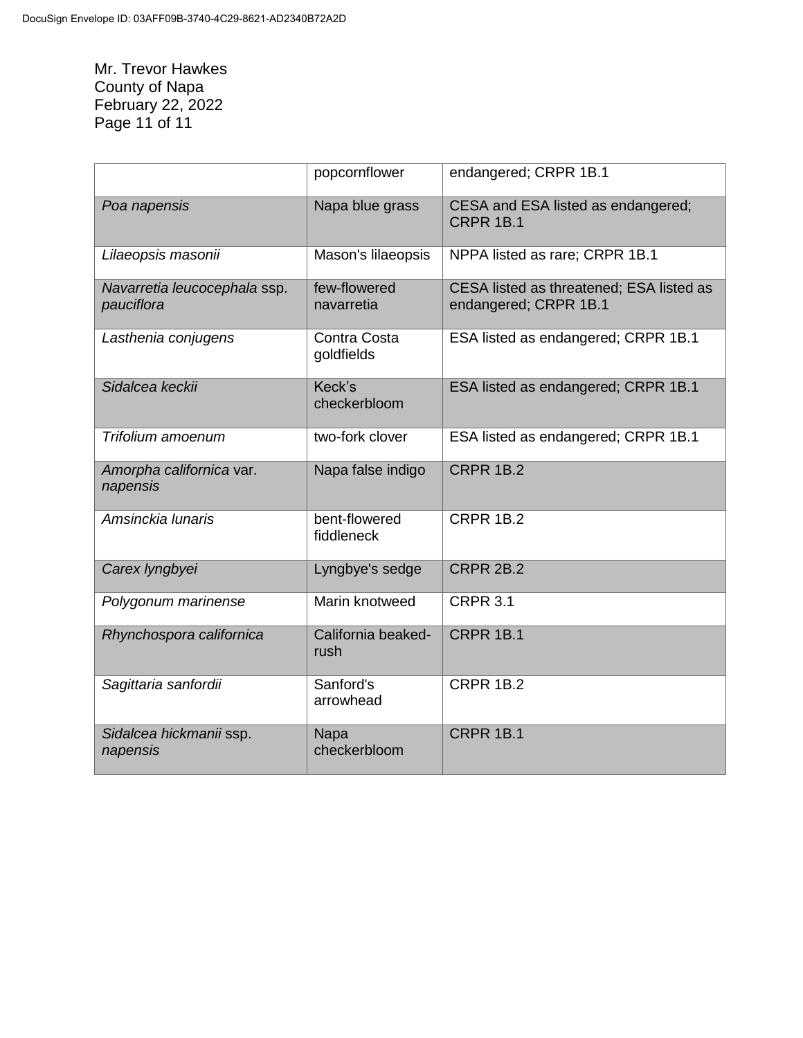Mr. Trevor Hawkes
County of Napa
February 22, 2022

| | | |
|---|---|---|
| | popcornflower | endangered; CRPR 1B.1 |
| *Poa napensis* | Napa blue grass | CESA and ESA listed as endangered; CRPR 1B.1 |
| *Lilaeopsis masonii* | Mason's lilaeopsis | NPPA listed as rare; CRPR 1B.1 |
| *Navarretia leucocephala* ssp. *pauciflora* | few-flowered navarretia | CESA listed as threatened; ESA listed as endangered; CRPR 1B.1 |
| *Lasthenia conjugens* | Contra Costa goldfields | ESA listed as endangered; CRPR 1B.1 |
| *Sidalcea keckii* | Keck's checkerbloom | ESA listed as endangered; CRPR 1B.1 |
| *Trifolium amoenum* | two-fork clover | ESA listed as endangered; CRPR 1B.1 |
| *Amorpha californica* var. *napensis* | Napa false indigo | CRPR 1B.2 |
| *Amsinckia lunaris* | bent-flowered fiddleneck | CRPR 1B.2 |
| *Carex lyngbyei* | Lyngbye's sedge | CRPR 2B.2 |
| *Polygonum marinense* | Marin knotweed | CRPR 3.1 |
| *Rhynchospora californica* | California beaked-rush | CRPR 1B.1 |
| *Sagittaria sanfordii* | Sanford's arrowhead | CRPR 1B.2 |
| *Sidalcea hickmanii* ssp. *napensis* | Napa checkerbloom | CRPR 1B.1 |